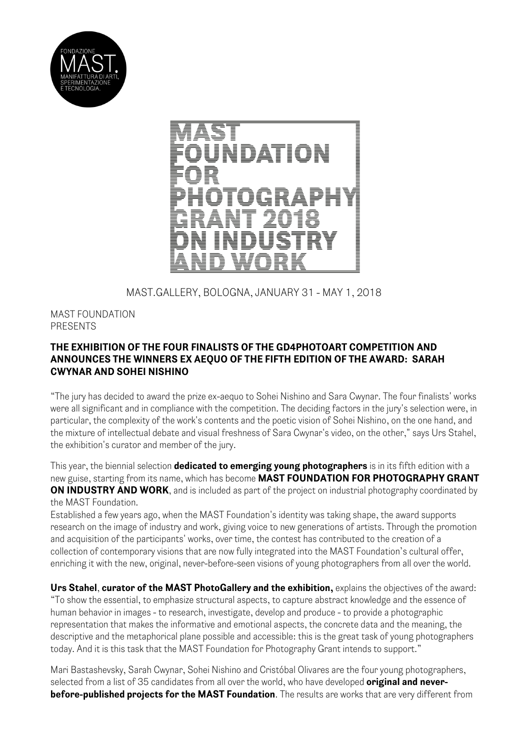FONDAZIONE MAST. MANIFATTURA DI ARTI, SPERIMENTAZIONE E TECNOLOGIA.

# MAST FOUNDATION FOR PHOTOGRAPHY GRANT 2018 ON INDUSTRY AND WORK

MAST.GALLERY, BOLOGNA, JANUARY 31 - MAY 1, 2018

MAST FOUNDATION
PRESENTS

**THE EXHIBITION OF THE FOUR FINALISTS OF THE GD4PHOTOART COMPETITION AND ANNOUNCES THE WINNERS EX AEQUO OF THE FIFTH EDITION OF THE AWARD: SARAH CWYNAR AND SOHEI NISHINO**

"The jury has decided to award the prize ex-aequo to Sohei Nishino and Sara Cwynar. The four finalists' works were all significant and in compliance with the competition. The deciding factors in the jury's selection were, in particular, the complexity of the work's contents and the poetic vision of Sohei Nishino, on the one hand, and the mixture of intellectual debate and visual freshness of Sara Cwynar's video, on the other," says Urs Stahel, the exhibition's curator and member of the jury.

This year, the biennial selection **dedicated to emerging young photographers** is in its fifth edition with a new guise, starting from its name, which has become **MAST FOUNDATION FOR PHOTOGRAPHY GRANT ON INDUSTRY AND WORK**, and is included as part of the project on industrial photography coordinated by the MAST Foundation.

Established a few years ago, when the MAST Foundation's identity was taking shape, the award supports research on the image of industry and work, giving voice to new generations of artists. Through the promotion and acquisition of the participants' works, over time, the contest has contributed to the creation of a collection of contemporary visions that are now fully integrated into the MAST Foundation's cultural offer, enriching it with the new, original, never-before-seen visions of young photographers from all over the world.

**Urs Stahel**, **curator of the MAST PhotoGallery and the exhibition,** explains the objectives of the award: "To show the essential, to emphasize structural aspects, to capture abstract knowledge and the essence of human behavior in images - to research, investigate, develop and produce - to provide a photographic representation that makes the informative and emotional aspects, the concrete data and the meaning, the descriptive and the metaphorical plane possible and accessible: this is the great task of young photographers today. And it is this task that the MAST Foundation for Photography Grant intends to support."

Mari Bastashevsky, Sarah Cwynar, Sohei Nishino and Cristóbal Olivares are the four young photographers, selected from a list of 35 candidates from all over the world, who have developed **original and never-before-published projects for the MAST Foundation**. The results are works that are very different from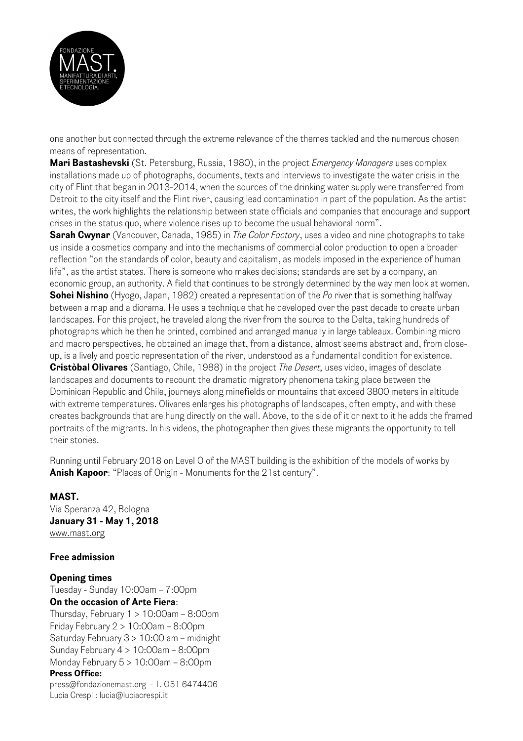one another but connected through the extreme relevance of the themes tackled and the numerous chosen means of representation.

**Mari Bastashevski** (St. Petersburg, Russia, 1980), in the project *Emergency Managers* uses complex installations made up of photographs, documents, texts and interviews to investigate the water crisis in the city of Flint that began in 2013-2014, when the sources of the drinking water supply were transferred from Detroit to the city itself and the Flint river, causing lead contamination in part of the population. As the artist writes, the work highlights the relationship between state officials and companies that encourage and support crises in the status quo, where violence rises up to become the usual behavioral norm".

**Sarah Cwynar** (Vancouver, Canada, 1985) in *The Color Factory*, uses a video and nine photographs to take us inside a cosmetics company and into the mechanisms of commercial color production to open a broader reflection "on the standards of color, beauty and capitalism, as models imposed in the experience of human life", as the artist states. There is someone who makes decisions; standards are set by a company, an economic group, an authority. A field that continues to be strongly determined by the way men look at women.

**Sohei Nishino** (Hyogo, Japan, 1982) created a representation of the *Po* river that is something halfway between a map and a diorama. He uses a technique that he developed over the past decade to create urban landscapes. For this project, he traveled along the river from the source to the Delta, taking hundreds of photographs which he then he printed, combined and arranged manually in large tableaux. Combining micro and macro perspectives, he obtained an image that, from a distance, almost seems abstract and, from close-up, is a lively and poetic representation of the river, understood as a fundamental condition for existence.

**Cristòbal Olivares** (Santiago, Chile, 1988) in the project *The Desert*, uses video, images of desolate landscapes and documents to recount the dramatic migratory phenomena taking place between the Dominican Republic and Chile, journeys along minefields or mountains that exceed 3800 meters in altitude with extreme temperatures. Olivares enlarges his photographs of landscapes, often empty, and with these creates backgrounds that are hung directly on the wall. Above, to the side of it or next to it he adds the framed portraits of the migrants. In his videos, the photographer then gives these migrants the opportunity to tell their stories.

Running until February 2018 on Level 0 of the MAST building is the exhibition of the models of works by **Anish Kapoor**: "Places of Origin - Monuments for the 21st century".

**MAST.**
Via Speranza 42, Bologna
**January 31 - May 1, 2018**
www.mast.org

**Free admission**

**Opening times**
Tuesday - Sunday 10:00am – 7:00pm
**On the occasion of Arte Fiera**:
Thursday, February 1 > 10:00am – 8:00pm
Friday February 2 > 10:00am – 8:00pm
Saturday February 3 > 10:00 am – midnight
Sunday February 4 > 10:00am – 8:00pm
Monday February 5 > 10:00am – 8:00pm

**Press Office:**
press@fondazionemast.org - T. 051 6474406
Lucia Crespi : lucia@luciacrespi.it